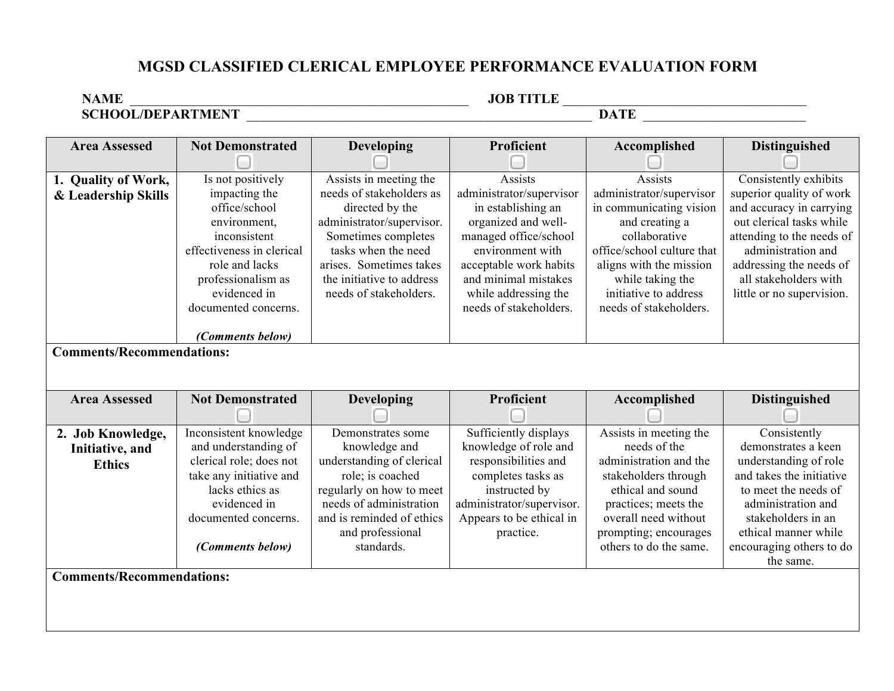# MGSD CLASSIFIED CLERICAL EMPLOYEE PERFORMANCE EVALUATION FORM

**NAME** ______________________________ **JOB TITLE** ______________________________

**SCHOOL/DEPARTMENT** ______________________________ **DATE** ____________________

| Area Assessed | Not Demonstrated ☐ | Developing ☐ | Proficient ☐ | Accomplished ☐ | Distinguished ☐ |
|---|---|---|---|---|---|
| **1. Quality of Work, & Leadership Skills** | Is not positively impacting the office/school environment, inconsistent effectiveness in clerical role and lacks professionalism as evidenced in documented concerns. ***(Comments below)*** | Assists in meeting the needs of stakeholders as directed by the administrator/supervisor. Sometimes completes tasks when the need arises. Sometimes takes the initiative to address needs of stakeholders. | Assists administrator/supervisor in establishing an organized and well-managed office/school environment with acceptable work habits and minimal mistakes while addressing the needs of stakeholders. | Assists administrator/supervisor in communicating vision and creating a collaborative office/school culture that aligns with the mission while taking the initiative to address needs of stakeholders. | Consistently exhibits superior quality of work and accuracy in carrying out clerical tasks while attending to the needs of administration and addressing the needs of all stakeholders with little or no supervision. |

**Comments/Recommendations:**

| Area Assessed | Not Demonstrated ☐ | Developing ☐ | Proficient ☐ | Accomplished ☐ | Distinguished ☐ |
|---|---|---|---|---|---|
| **2. Job Knowledge, Initiative, and Ethics** | Inconsistent knowledge and understanding of clerical role; does not take any initiative and lacks ethics as evidenced in documented concerns. ***(Comments below)*** | Demonstrates some knowledge and understanding of clerical role; is coached regularly on how to meet needs of administration and is reminded of ethics and professional standards. | Sufficiently displays knowledge of role and responsibilities and completes tasks as instructed by administrator/supervisor. Appears to be ethical in practice. | Assists in meeting the needs of the administration and the stakeholders through ethical and sound practices; meets the overall need without prompting; encourages others to do the same. | Consistently demonstrates a keen understanding of role and takes the initiative to meet the needs of administration and stakeholders in an ethical manner while encouraging others to do the same. |

**Comments/Recommendations:**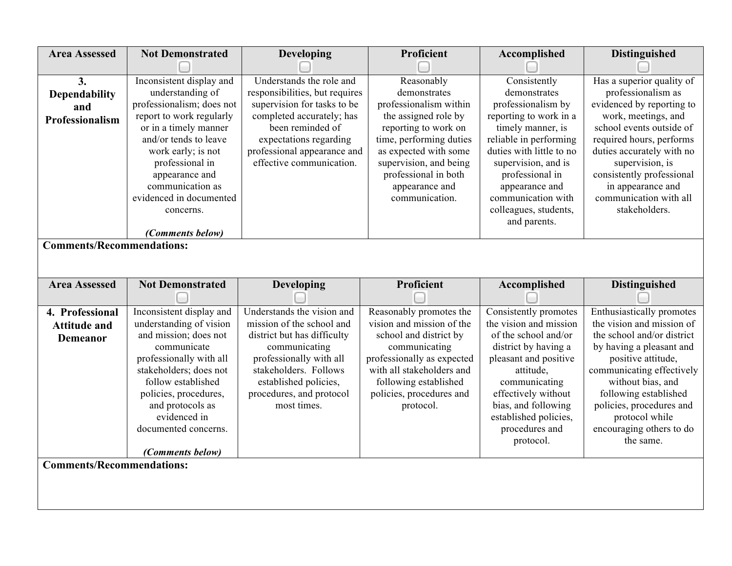| Area Assessed | Not Demonstrated | Developing | Proficient | Accomplished | Distinguished |
|---|---|---|---|---|---|
| **3. Dependability and Professionalism** | Inconsistent display and understanding of professionalism; does not report to work regularly or in a timely manner and/or tends to leave work early; is not professional in appearance and communication as evidenced in documented concerns. ***(Comments below)*** | Understands the role and responsibilities, but requires supervision for tasks to be completed accurately; has been reminded of expectations regarding professional appearance and effective communication. | Reasonably demonstrates professionalism within the assigned role by reporting to work on time, performing duties as expected with some supervision, and being professional in both appearance and communication. | Consistently demonstrates professionalism by reporting to work in a timely manner, is reliable in performing duties with little to no supervision, and is professional in appearance and communication with colleagues, students, and parents. | Has a superior quality of professionalism as evidenced by reporting to work, meetings, and school events outside of required hours, performs duties accurately with no supervision, is consistently professional in appearance and communication with all stakeholders. |

**Comments/Recommendations:**

| Area Assessed | Not Demonstrated | Developing | Proficient | Accomplished | Distinguished |
|---|---|---|---|---|---|
| **4. Professional Attitude and Demeanor** | Inconsistent display and understanding of vision and mission; does not communicate professionally with all stakeholders; does not follow established policies, procedures, and protocols as evidenced in documented concerns. ***(Comments below)*** | Understands the vision and mission of the school and district but has difficulty communicating professionally with all stakeholders. Follows established policies, procedures, and protocol most times. | Reasonably promotes the vision and mission of the school and district by communicating professionally as expected with all stakeholders and following established policies, procedures and protocol. | Consistently promotes the vision and mission of the school and/or district by having a pleasant and positive attitude, communicating effectively without bias, and following established policies, procedures and protocol. | Enthusiastically promotes the vision and mission of the school and/or district by having a pleasant and positive attitude, communicating effectively without bias, and following established policies, procedures and protocol while encouraging others to do the same. |

**Comments/Recommendations:**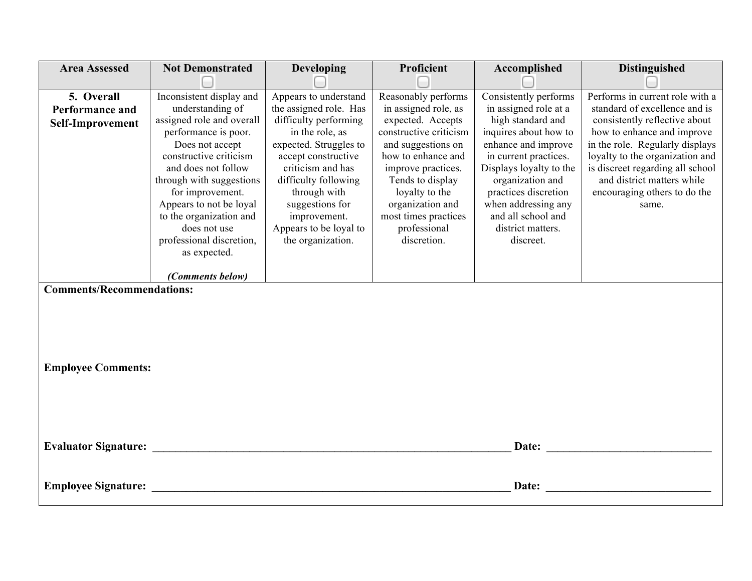| Area Assessed | Not Demonstrated ☐ | Developing ☐ | Proficient ☐ | Accomplished ☐ | Distinguished ☐ |
|---|---|---|---|---|---|
| **5. Overall Performance and Self-Improvement** | Inconsistent display and understanding of assigned role and overall performance is poor. Does not accept constructive criticism and does not follow through with suggestions for improvement. Appears to not be loyal to the organization and does not use professional discretion, as expected. ***(Comments below)*** | Appears to understand the assigned role. Has difficulty performing in the role, as expected. Struggles to accept constructive criticism and has difficulty following through with suggestions for improvement. Appears to be loyal to the organization. | Reasonably performs in assigned role, as expected. Accepts constructive criticism and suggestions on how to enhance and improve practices. Tends to display loyalty to the organization and most times practices professional discretion. | Consistently performs in assigned role at a high standard and inquires about how to enhance and improve in current practices. Displays loyalty to the organization and practices discretion when addressing any and all school and district matters. discreet. | Performs in current role with a standard of excellence and is consistently reflective about how to enhance and improve in the role. Regularly displays loyalty to the organization and is discreet regarding all school and district matters while encouraging others to do the same. |

**Comments/Recommendations:**

**Employee Comments:**

**Evaluator Signature:** ______________________________________________ **Date:** ____________________

**Employee Signature:** ______________________________________________ **Date:** ____________________